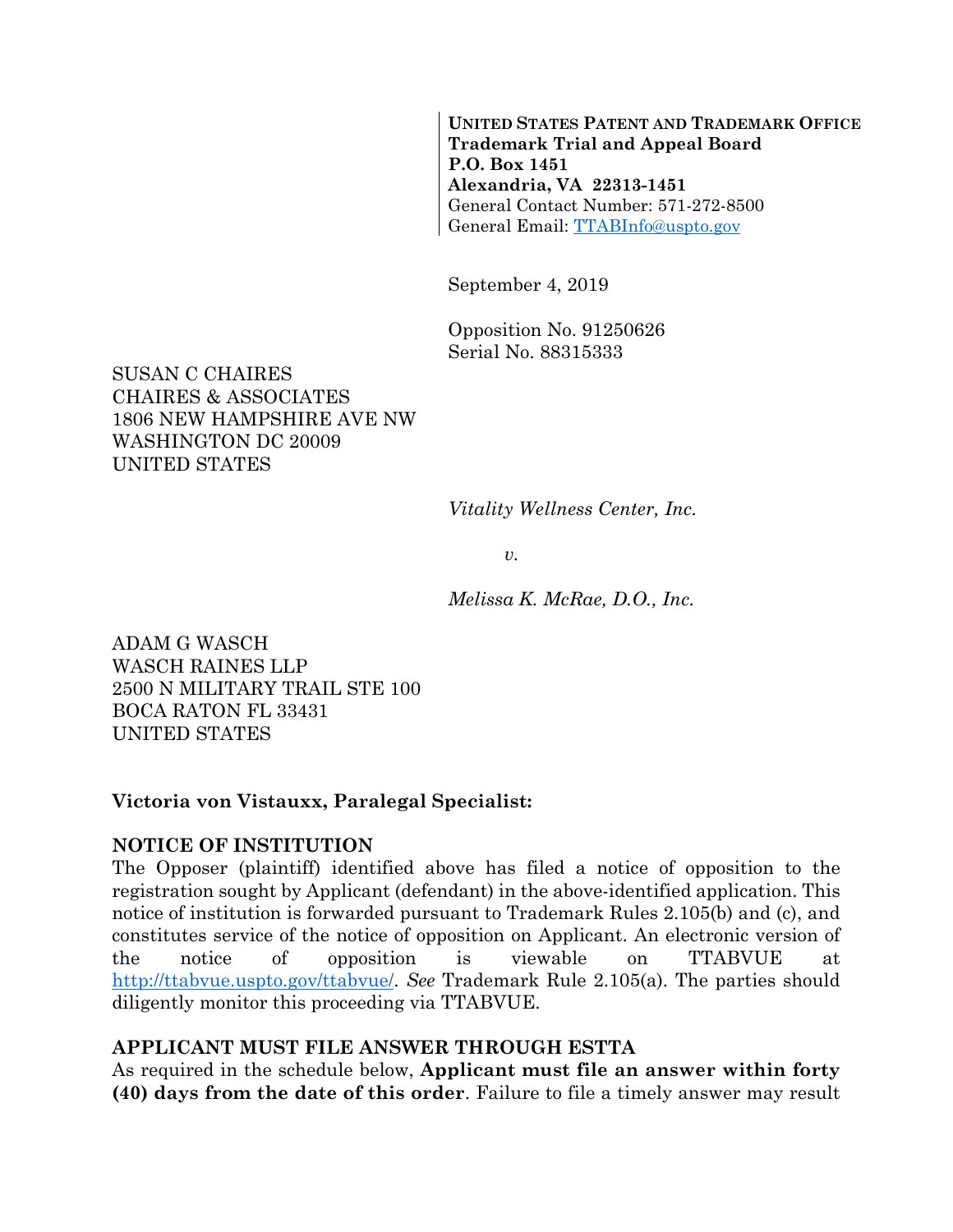**UNITED STATES PATENT AND TRADEMARK OFFICE**
**Trademark Trial and Appeal Board**
**P.O. Box 1451**
**Alexandria, VA 22313-1451**
General Contact Number: 571-272-8500
General Email: TTABInfo@uspto.gov

September 4, 2019

Opposition No. 91250626
Serial No. 88315333

SUSAN C CHAIRES
CHAIRES & ASSOCIATES
1806 NEW HAMPSHIRE AVE NW
WASHINGTON DC 20009
UNITED STATES

*Vitality Wellness Center, Inc.*

*v.*

*Melissa K. McRae, D.O., Inc.*

ADAM G WASCH
WASCH RAINES LLP
2500 N MILITARY TRAIL STE 100
BOCA RATON FL 33431
UNITED STATES

**Victoria von Vistauxx, Paralegal Specialist:**

**NOTICE OF INSTITUTION**

The Opposer (plaintiff) identified above has filed a notice of opposition to the registration sought by Applicant (defendant) in the above-identified application. This notice of institution is forwarded pursuant to Trademark Rules 2.105(b) and (c), and constitutes service of the notice of opposition on Applicant. An electronic version of the notice of opposition is viewable on TTABVUE at http://ttabvue.uspto.gov/ttabvue/. *See* Trademark Rule 2.105(a). The parties should diligently monitor this proceeding via TTABVUE.

**APPLICANT MUST FILE ANSWER THROUGH ESTTA**

As required in the schedule below, **Applicant must file an answer within forty (40) days from the date of this order**. Failure to file a timely answer may result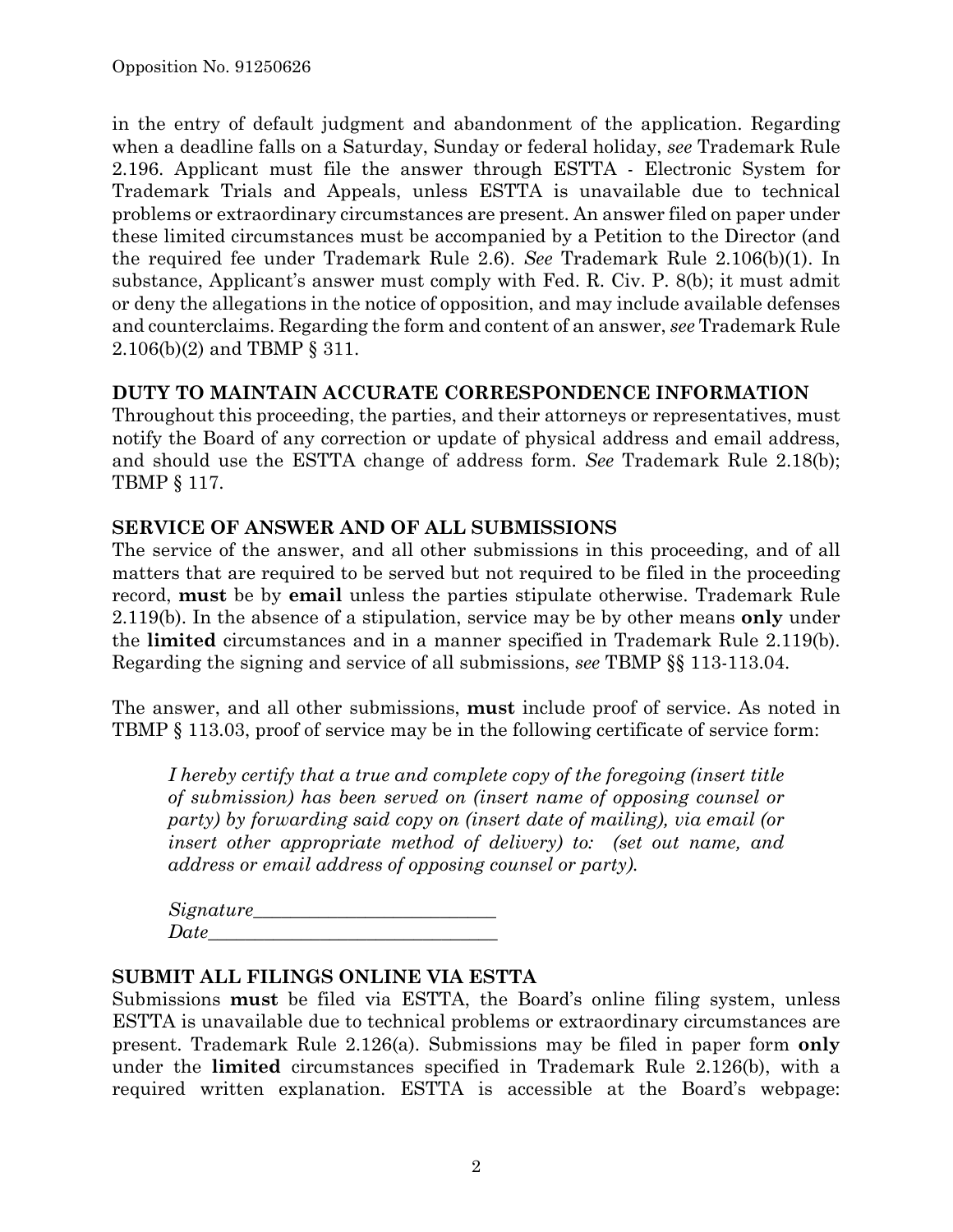in the entry of default judgment and abandonment of the application. Regarding when a deadline falls on a Saturday, Sunday or federal holiday, *see* Trademark Rule 2.196. Applicant must file the answer through ESTTA - Electronic System for Trademark Trials and Appeals, unless ESTTA is unavailable due to technical problems or extraordinary circumstances are present. An answer filed on paper under these limited circumstances must be accompanied by a Petition to the Director (and the required fee under Trademark Rule 2.6). *See* Trademark Rule 2.106(b)(1). In substance, Applicant's answer must comply with Fed. R. Civ. P. 8(b); it must admit or deny the allegations in the notice of opposition, and may include available defenses and counterclaims. Regarding the form and content of an answer, *see* Trademark Rule 2.106(b)(2) and TBMP § 311.

**DUTY TO MAINTAIN ACCURATE CORRESPONDENCE INFORMATION**

Throughout this proceeding, the parties, and their attorneys or representatives, must notify the Board of any correction or update of physical address and email address, and should use the ESTTA change of address form. *See* Trademark Rule 2.18(b); TBMP § 117.

**SERVICE OF ANSWER AND OF ALL SUBMISSIONS**

The service of the answer, and all other submissions in this proceeding, and of all matters that are required to be served but not required to be filed in the proceeding record, **must** be by **email** unless the parties stipulate otherwise. Trademark Rule 2.119(b). In the absence of a stipulation, service may be by other means **only** under the **limited** circumstances and in a manner specified in Trademark Rule 2.119(b). Regarding the signing and service of all submissions, *see* TBMP §§ 113-113.04.

The answer, and all other submissions, **must** include proof of service. As noted in TBMP § 113.03, proof of service may be in the following certificate of service form:

> *I hereby certify that a true and complete copy of the foregoing (insert title of submission) has been served on (insert name of opposing counsel or party) by forwarding said copy on (insert date of mailing), via email (or insert other appropriate method of delivery) to: (set out name, and address or email address of opposing counsel or party).*
>
> *Signature*__________________________
> *Date*_______________________________

**SUBMIT ALL FILINGS ONLINE VIA ESTTA**

Submissions **must** be filed via ESTTA, the Board's online filing system, unless ESTTA is unavailable due to technical problems or extraordinary circumstances are present. Trademark Rule 2.126(a). Submissions may be filed in paper form **only** under the **limited** circumstances specified in Trademark Rule 2.126(b), with a required written explanation. ESTTA is accessible at the Board's webpage: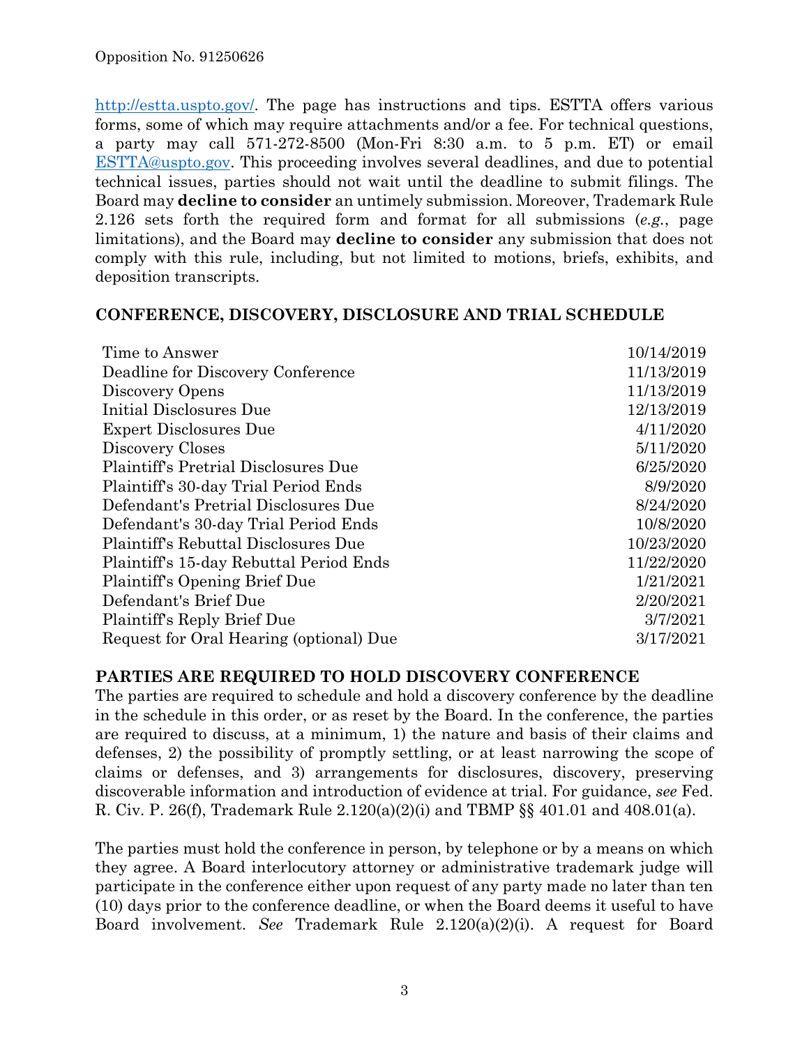http://estta.uspto.gov/. The page has instructions and tips. ESTTA offers various forms, some of which may require attachments and/or a fee. For technical questions, a party may call 571-272-8500 (Mon-Fri 8:30 a.m. to 5 p.m. ET) or email ESTTA@uspto.gov. This proceeding involves several deadlines, and due to potential technical issues, parties should not wait until the deadline to submit filings. The Board may **decline to consider** an untimely submission. Moreover, Trademark Rule 2.126 sets forth the required form and format for all submissions (*e.g.*, page limitations), and the Board may **decline to consider** any submission that does not comply with this rule, including, but not limited to motions, briefs, exhibits, and deposition transcripts.

## CONFERENCE, DISCOVERY, DISCLOSURE AND TRIAL SCHEDULE

| | |
|---|---|
| Time to Answer | 10/14/2019 |
| Deadline for Discovery Conference | 11/13/2019 |
| Discovery Opens | 11/13/2019 |
| Initial Disclosures Due | 12/13/2019 |
| Expert Disclosures Due | 4/11/2020 |
| Discovery Closes | 5/11/2020 |
| Plaintiff's Pretrial Disclosures Due | 6/25/2020 |
| Plaintiff's 30-day Trial Period Ends | 8/9/2020 |
| Defendant's Pretrial Disclosures Due | 8/24/2020 |
| Defendant's 30-day Trial Period Ends | 10/8/2020 |
| Plaintiff's Rebuttal Disclosures Due | 10/23/2020 |
| Plaintiff's 15-day Rebuttal Period Ends | 11/22/2020 |
| Plaintiff's Opening Brief Due | 1/21/2021 |
| Defendant's Brief Due | 2/20/2021 |
| Plaintiff's Reply Brief Due | 3/7/2021 |
| Request for Oral Hearing (optional) Due | 3/17/2021 |

## PARTIES ARE REQUIRED TO HOLD DISCOVERY CONFERENCE

The parties are required to schedule and hold a discovery conference by the deadline in the schedule in this order, or as reset by the Board. In the conference, the parties are required to discuss, at a minimum, 1) the nature and basis of their claims and defenses, 2) the possibility of promptly settling, or at least narrowing the scope of claims or defenses, and 3) arrangements for disclosures, discovery, preserving discoverable information and introduction of evidence at trial. For guidance, *see* Fed. R. Civ. P. 26(f), Trademark Rule 2.120(a)(2)(i) and TBMP §§ 401.01 and 408.01(a).

The parties must hold the conference in person, by telephone or by a means on which they agree. A Board interlocutory attorney or administrative trademark judge will participate in the conference either upon request of any party made no later than ten (10) days prior to the conference deadline, or when the Board deems it useful to have Board involvement. *See* Trademark Rule 2.120(a)(2)(i). A request for Board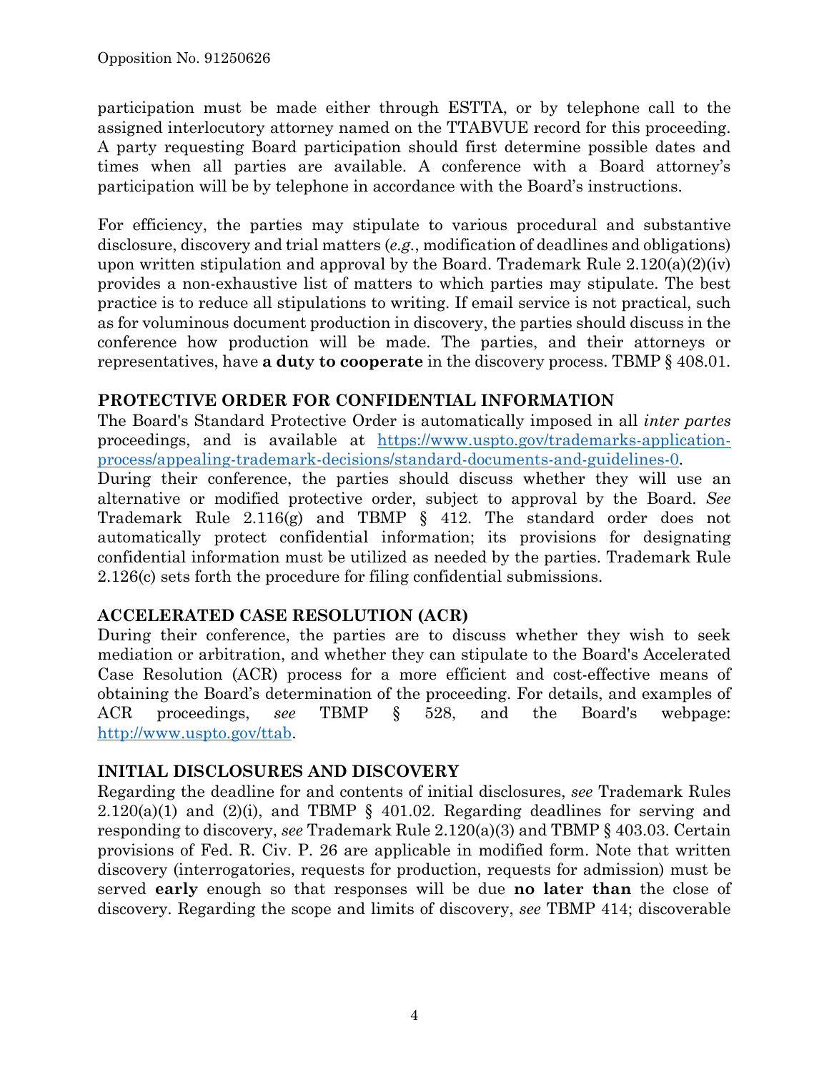participation must be made either through ESTTA, or by telephone call to the assigned interlocutory attorney named on the TTABVUE record for this proceeding. A party requesting Board participation should first determine possible dates and times when all parties are available. A conference with a Board attorney's participation will be by telephone in accordance with the Board's instructions.

For efficiency, the parties may stipulate to various procedural and substantive disclosure, discovery and trial matters (*e.g.*, modification of deadlines and obligations) upon written stipulation and approval by the Board. Trademark Rule 2.120(a)(2)(iv) provides a non-exhaustive list of matters to which parties may stipulate. The best practice is to reduce all stipulations to writing. If email service is not practical, such as for voluminous document production in discovery, the parties should discuss in the conference how production will be made. The parties, and their attorneys or representatives, have **a duty to cooperate** in the discovery process. TBMP § 408.01.

## PROTECTIVE ORDER FOR CONFIDENTIAL INFORMATION

The Board's Standard Protective Order is automatically imposed in all *inter partes* proceedings, and is available at [https://www.uspto.gov/trademarks-application-process/appealing-trademark-decisions/standard-documents-and-guidelines-0](https://www.uspto.gov/trademarks-application-process/appealing-trademark-decisions/standard-documents-and-guidelines-0).

During their conference, the parties should discuss whether they will use an alternative or modified protective order, subject to approval by the Board. *See* Trademark Rule 2.116(g) and TBMP § 412. The standard order does not automatically protect confidential information; its provisions for designating confidential information must be utilized as needed by the parties. Trademark Rule 2.126(c) sets forth the procedure for filing confidential submissions.

## ACCELERATED CASE RESOLUTION (ACR)

During their conference, the parties are to discuss whether they wish to seek mediation or arbitration, and whether they can stipulate to the Board's Accelerated Case Resolution (ACR) process for a more efficient and cost-effective means of obtaining the Board's determination of the proceeding. For details, and examples of ACR proceedings, *see* TBMP § 528, and the Board's webpage: [http://www.uspto.gov/ttab](http://www.uspto.gov/ttab).

## INITIAL DISCLOSURES AND DISCOVERY

Regarding the deadline for and contents of initial disclosures, *see* Trademark Rules 2.120(a)(1) and (2)(i), and TBMP § 401.02. Regarding deadlines for serving and responding to discovery, *see* Trademark Rule 2.120(a)(3) and TBMP § 403.03. Certain provisions of Fed. R. Civ. P. 26 are applicable in modified form. Note that written discovery (interrogatories, requests for production, requests for admission) must be served **early** enough so that responses will be due **no later than** the close of discovery. Regarding the scope and limits of discovery, *see* TBMP 414; discoverable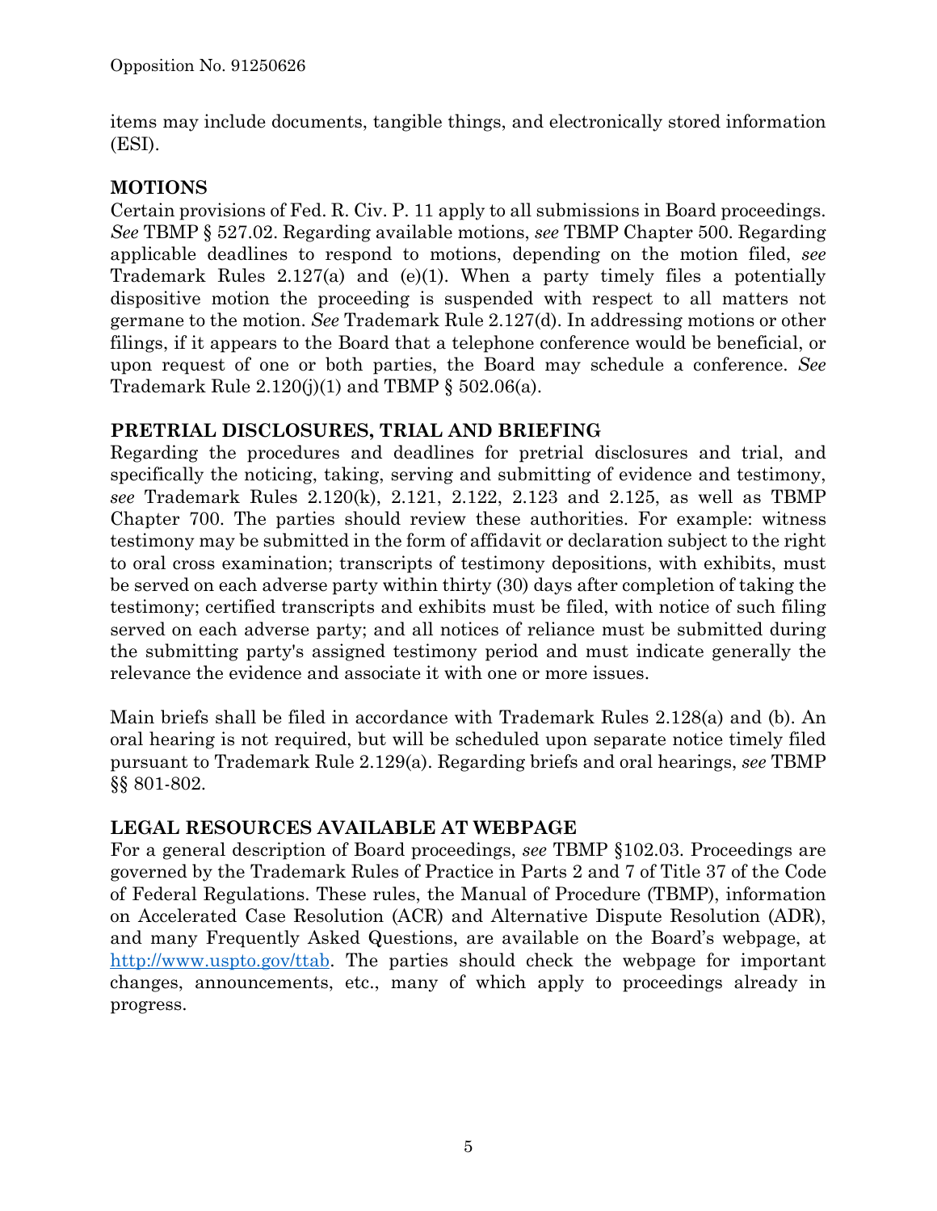items may include documents, tangible things, and electronically stored information (ESI).

## MOTIONS

Certain provisions of Fed. R. Civ. P. 11 apply to all submissions in Board proceedings. *See* TBMP § 527.02. Regarding available motions, *see* TBMP Chapter 500. Regarding applicable deadlines to respond to motions, depending on the motion filed, *see* Trademark Rules 2.127(a) and (e)(1). When a party timely files a potentially dispositive motion the proceeding is suspended with respect to all matters not germane to the motion. *See* Trademark Rule 2.127(d). In addressing motions or other filings, if it appears to the Board that a telephone conference would be beneficial, or upon request of one or both parties, the Board may schedule a conference. *See* Trademark Rule 2.120(j)(1) and TBMP § 502.06(a).

## PRETRIAL DISCLOSURES, TRIAL AND BRIEFING

Regarding the procedures and deadlines for pretrial disclosures and trial, and specifically the noticing, taking, serving and submitting of evidence and testimony, *see* Trademark Rules 2.120(k), 2.121, 2.122, 2.123 and 2.125, as well as TBMP Chapter 700. The parties should review these authorities. For example: witness testimony may be submitted in the form of affidavit or declaration subject to the right to oral cross examination; transcripts of testimony depositions, with exhibits, must be served on each adverse party within thirty (30) days after completion of taking the testimony; certified transcripts and exhibits must be filed, with notice of such filing served on each adverse party; and all notices of reliance must be submitted during the submitting party's assigned testimony period and must indicate generally the relevance the evidence and associate it with one or more issues.

Main briefs shall be filed in accordance with Trademark Rules 2.128(a) and (b). An oral hearing is not required, but will be scheduled upon separate notice timely filed pursuant to Trademark Rule 2.129(a). Regarding briefs and oral hearings, *see* TBMP §§ 801-802.

## LEGAL RESOURCES AVAILABLE AT WEBPAGE

For a general description of Board proceedings, *see* TBMP §102.03. Proceedings are governed by the Trademark Rules of Practice in Parts 2 and 7 of Title 37 of the Code of Federal Regulations. These rules, the Manual of Procedure (TBMP), information on Accelerated Case Resolution (ACR) and Alternative Dispute Resolution (ADR), and many Frequently Asked Questions, are available on the Board's webpage, at [http://www.uspto.gov/ttab](http://www.uspto.gov/ttab). The parties should check the webpage for important changes, announcements, etc., many of which apply to proceedings already in progress.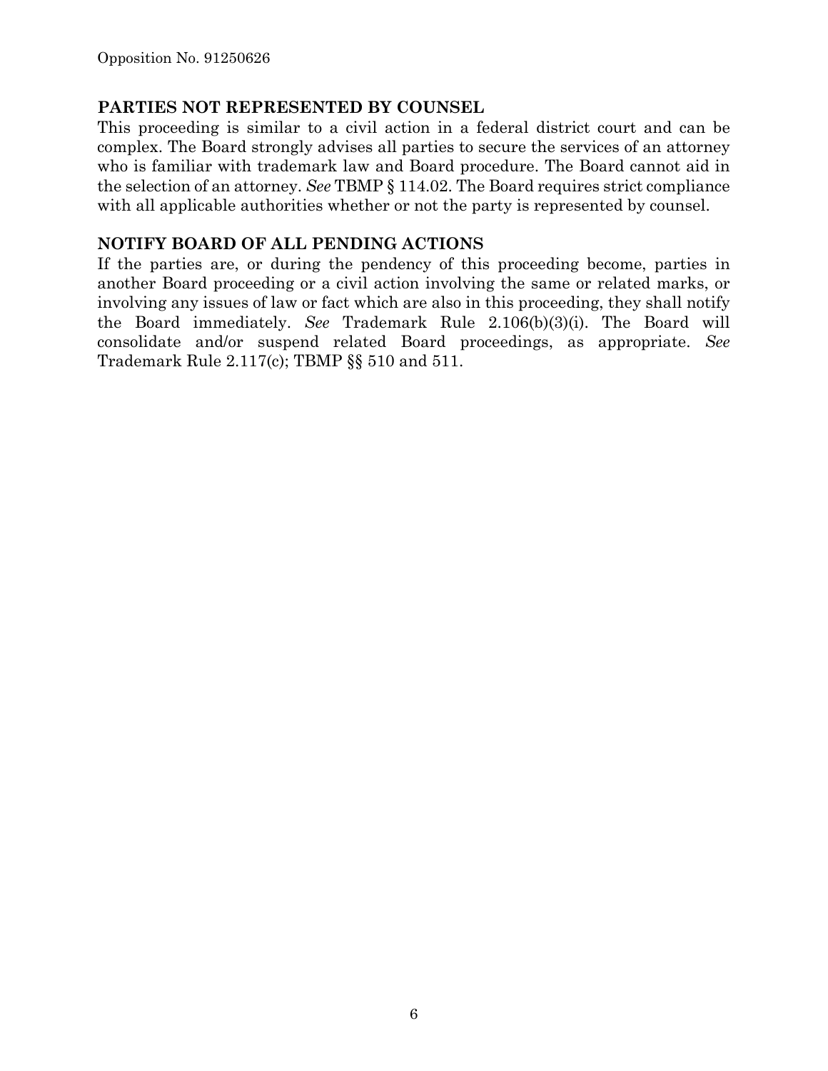## PARTIES NOT REPRESENTED BY COUNSEL

This proceeding is similar to a civil action in a federal district court and can be complex. The Board strongly advises all parties to secure the services of an attorney who is familiar with trademark law and Board procedure. The Board cannot aid in the selection of an attorney. *See* TBMP § 114.02. The Board requires strict compliance with all applicable authorities whether or not the party is represented by counsel.

## NOTIFY BOARD OF ALL PENDING ACTIONS

If the parties are, or during the pendency of this proceeding become, parties in another Board proceeding or a civil action involving the same or related marks, or involving any issues of law or fact which are also in this proceeding, they shall notify the Board immediately. *See* Trademark Rule 2.106(b)(3)(i). The Board will consolidate and/or suspend related Board proceedings, as appropriate. *See* Trademark Rule 2.117(c); TBMP §§ 510 and 511.